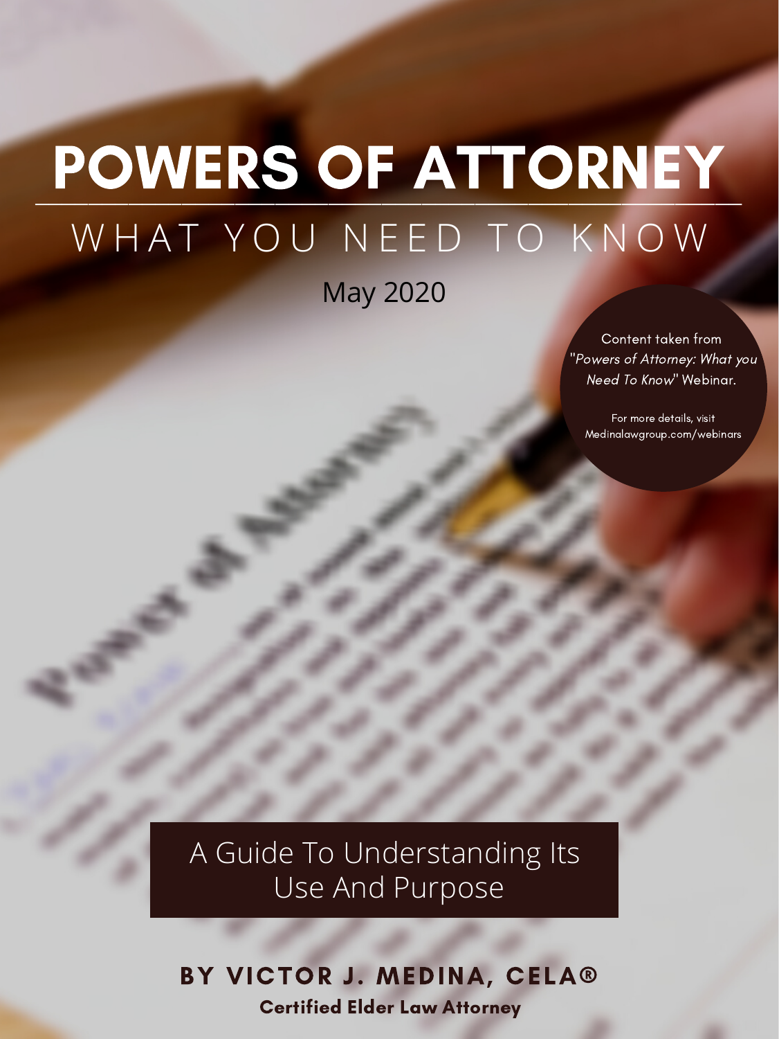# POWERS OF ATTORNEY

## WHAT YOU NEED TO KNOW

May 2020

Content taken from "*Powers of Attorney: What you Need To Know*" Webinar.

For more details, visit Medinalawgroup.com/webinars

A Guide To Understanding Its Use And Purpose

**BY VICTOR J. MEDINA, CELA®**

**Certified Elder Law Attorney**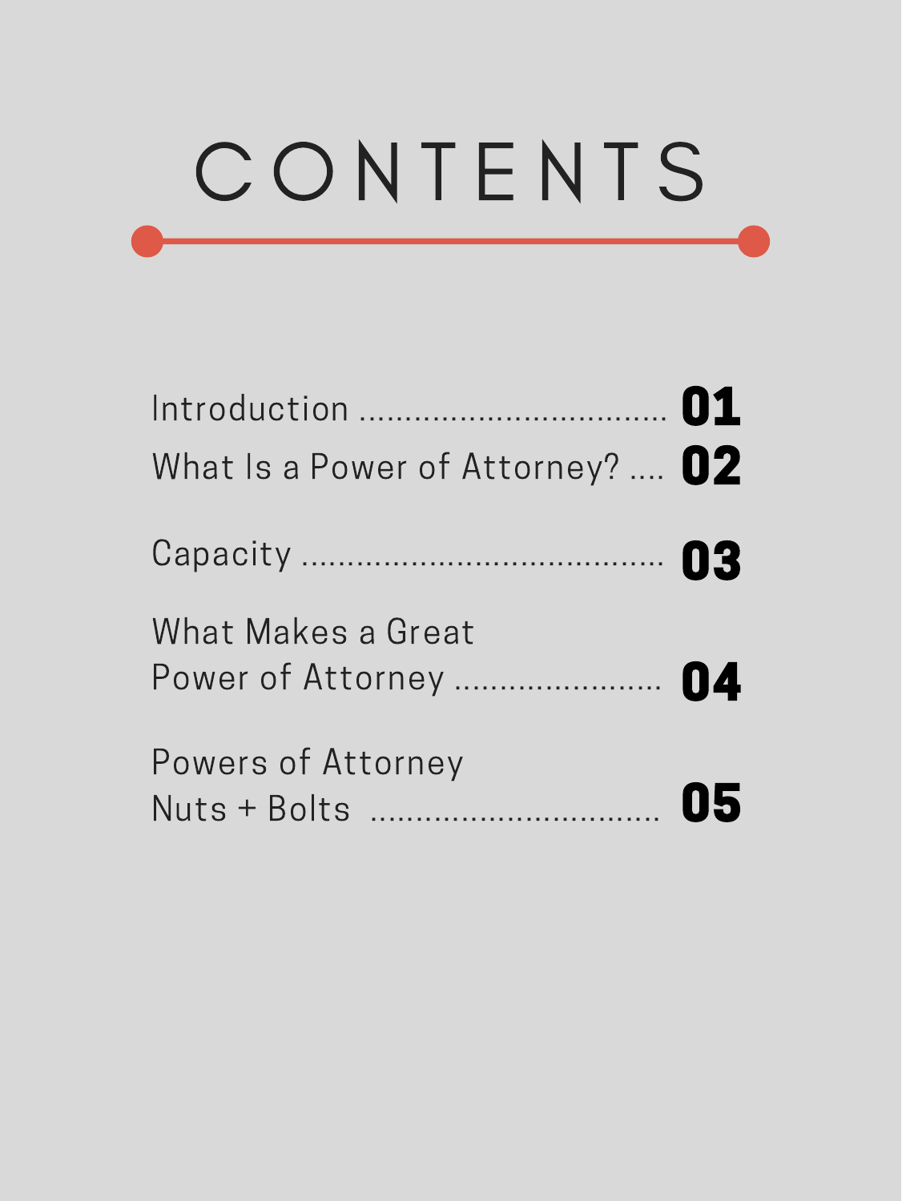# CONTENTS

Introduction .................................. 01

What Is a Power of Attorney? .... 02

Capacity ........................................ 03

What Makes a Great Power of Attorney ........................ 04

Powers of Attorney Nuts + Bolts ................................ 05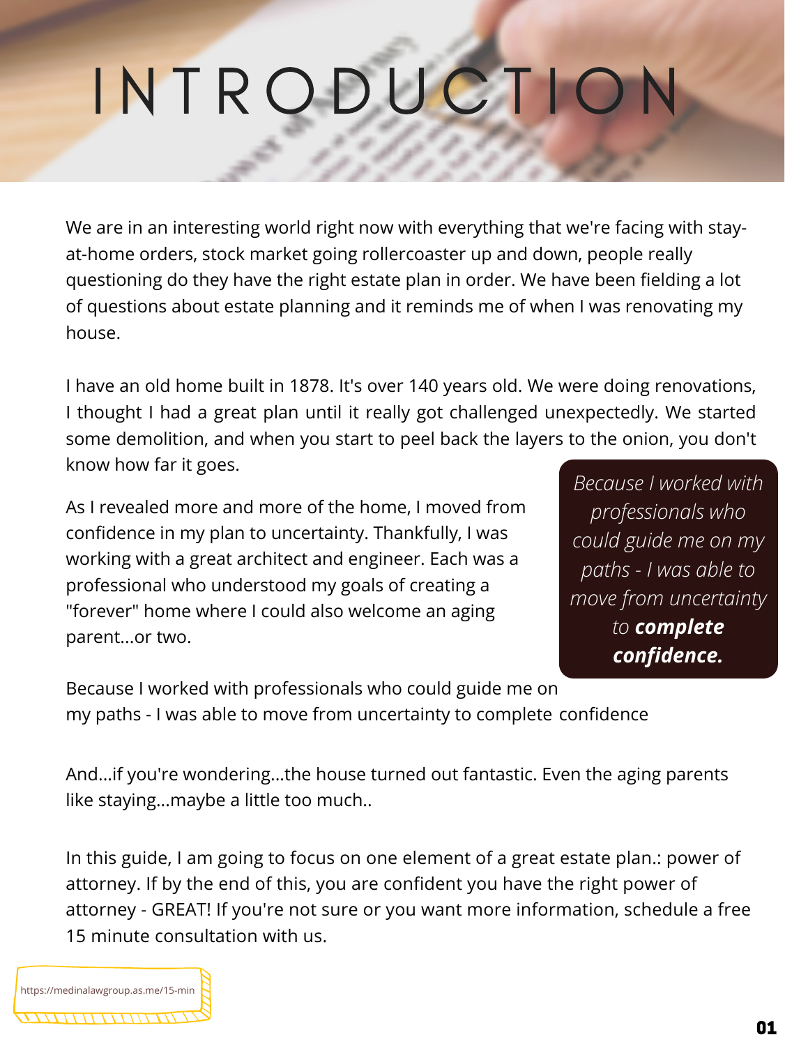# INTRODUCTION

We are in an interesting world right now with everything that we're facing with stay-at-home orders, stock market going rollercoaster up and down, people really questioning do they have the right estate plan in order. We have been fielding a lot of questions about estate planning and it reminds me of when I was renovating my house.

I have an old home built in 1878. It's over 140 years old. We were doing renovations, I thought I had a great plan until it really got challenged unexpectedly. We started some demolition, and when you start to peel back the layers to the onion, you don't know how far it goes.

As I revealed more and more of the home, I moved from confidence in my plan to uncertainty. Thankfully, I was working with a great architect and engineer. Each was a professional who understood my goals of creating a "forever" home where I could also welcome an aging parent...or two.

> *Because I worked with professionals who could guide me on my paths - I was able to move from uncertainty to* ***complete confidence.***

Because I worked with professionals who could guide me on my paths - I was able to move from uncertainty to complete confidence

And...if you're wondering...the house turned out fantastic. Even the aging parents like staying...maybe a little too much..

In this guide, I am going to focus on one element of a great estate plan.: power of attorney. If by the end of this, you are confident you have the right power of attorney - GREAT! If you're not sure or you want more information, schedule a free 15 minute consultation with us.

https://medinalawgroup.as.me/15-min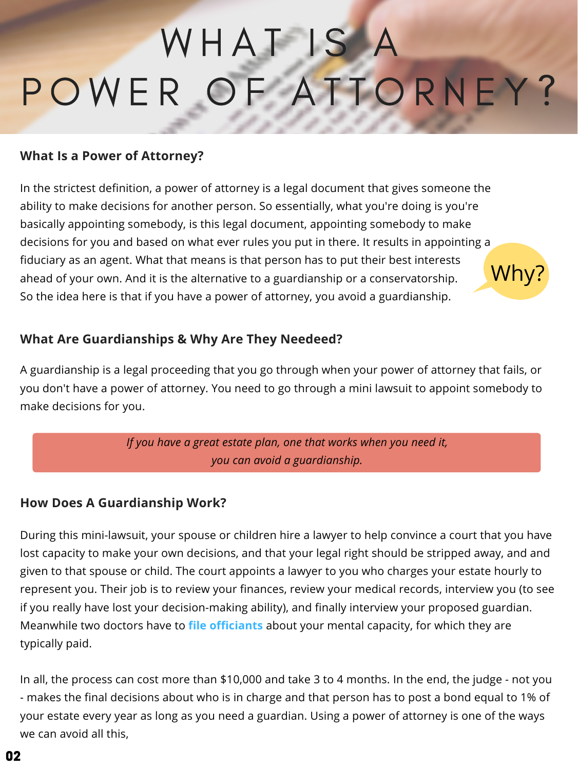# WHAT IS A POWER OF ATTORNEY?

### What Is a Power of Attorney?

In the strictest definition, a power of attorney is a legal document that gives someone the ability to make decisions for another person. So essentially, what you're doing is you're basically appointing somebody, is this legal document, appointing somebody to make decisions for you and based on what ever rules you put in there. It results in appointing a fiduciary as an agent. What that means is that person has to put their best interests ahead of your own. And it is the alternative to a guardianship or a conservatorship. So the idea here is that if you have a power of attorney, you avoid a guardianship.

Why?

### What Are Guardianships & Why Are They Neededed?

A guardianship is a legal proceeding that you go through when your power of attorney that fails, or you don't have a power of attorney. You need to go through a mini lawsuit to appoint somebody to make decisions for you.

> *If you have a great estate plan, one that works when you need it, you can avoid a guardianship.*

### How Does A Guardianship Work?

During this mini-lawsuit, your spouse or children hire a lawyer to help convince a court that you have lost capacity to make your own decisions, and that your legal right should be stripped away, and and given to that spouse or child. The court appoints a lawyer to you who charges your estate hourly to represent you. Their job is to review your finances, review your medical records, interview you (to see if you really have lost your decision-making ability), and finally interview your proposed guardian. Meanwhile two doctors have to **file officiants** about your mental capacity, for which they are typically paid.

In all, the process can cost more than $10,000 and take 3 to 4 months. In the end, the judge - not you - makes the final decisions about who is in charge and that person has to post a bond equal to 1% of your estate every year as long as you need a guardian. Using a power of attorney is one of the ways we can avoid all this,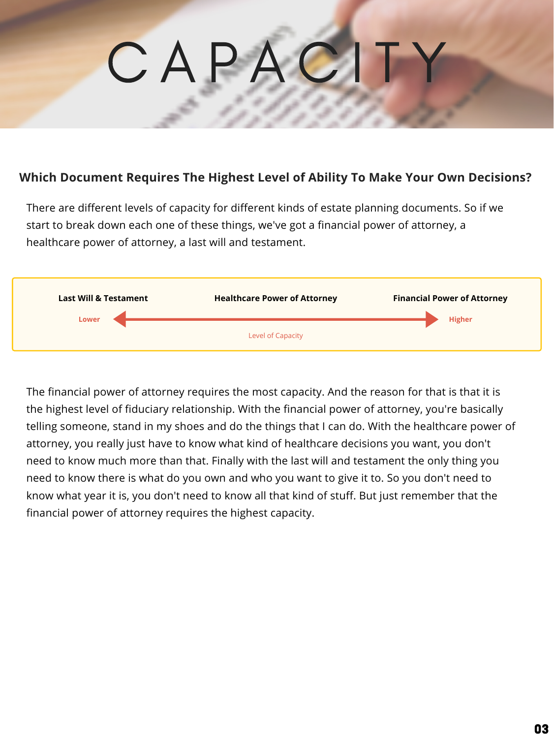# CAPACITY

## Which Document Requires The Highest Level of Ability To Make Your Own Decisions?

There are different levels of capacity for different kinds of estate planning documents. So if we start to break down each one of these things, we've got a financial power of attorney, a healthcare power of attorney, a last will and testament.

| Last Will & Testament | Healthcare Power of Attorney | Financial Power of Attorney |
|---|---|---|
| Lower | ← Level of Capacity → | Higher |

The financial power of attorney requires the most capacity. And the reason for that is that it is the highest level of fiduciary relationship. With the financial power of attorney, you're basically telling someone, stand in my shoes and do the things that I can do. With the healthcare power of attorney, you really just have to know what kind of healthcare decisions you want, you don't need to know much more than that. Finally with the last will and testament the only thing you need to know there is what do you own and who you want to give it to. So you don't need to know what year it is, you don't need to know all that kind of stuff. But just remember that the financial power of attorney requires the highest capacity.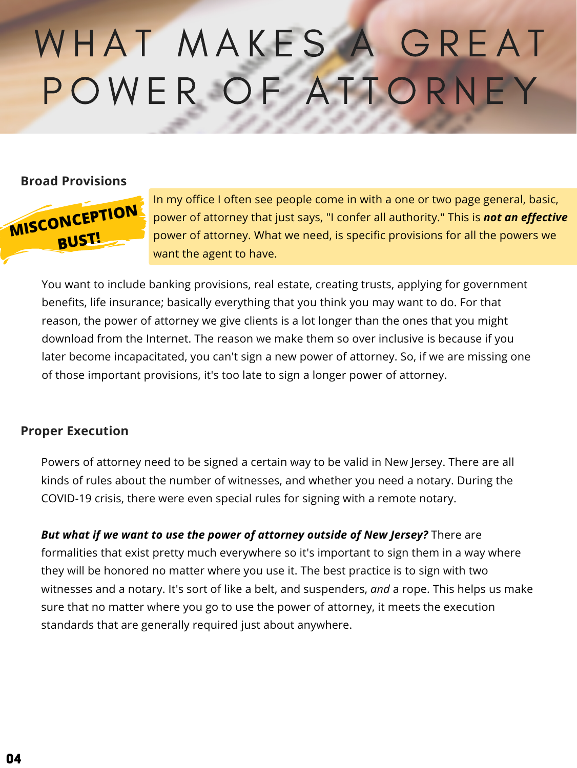# WHAT MAKES A GREAT POWER OF ATTORNEY

## Broad Provisions

**MISCONCEPTION BUST!**

In my office I often see people come in with a one or two page general, basic, power of attorney that just says, "I confer all authority." This is ***not an effective*** power of attorney. What we need, is specific provisions for all the powers we want the agent to have.

You want to include banking provisions, real estate, creating trusts, applying for government benefits, life insurance; basically everything that you think you may want to do. For that reason, the power of attorney we give clients is a lot longer than the ones that you might download from the Internet. The reason we make them so over inclusive is because if you later become incapacitated, you can't sign a new power of attorney. So, if we are missing one of those important provisions, it's too late to sign a longer power of attorney.

## Proper Execution

Powers of attorney need to be signed a certain way to be valid in New Jersey. There are all kinds of rules about the number of witnesses, and whether you need a notary. During the COVID-19 crisis, there were even special rules for signing with a remote notary.

***But what if we want to use the power of attorney outside of New Jersey?*** There are formalities that exist pretty much everywhere so it's important to sign them in a way where they will be honored no matter where you use it. The best practice is to sign with two witnesses and a notary. It's sort of like a belt, and suspenders, *and* a rope. This helps us make sure that no matter where you go to use the power of attorney, it meets the execution standards that are generally required just about anywhere.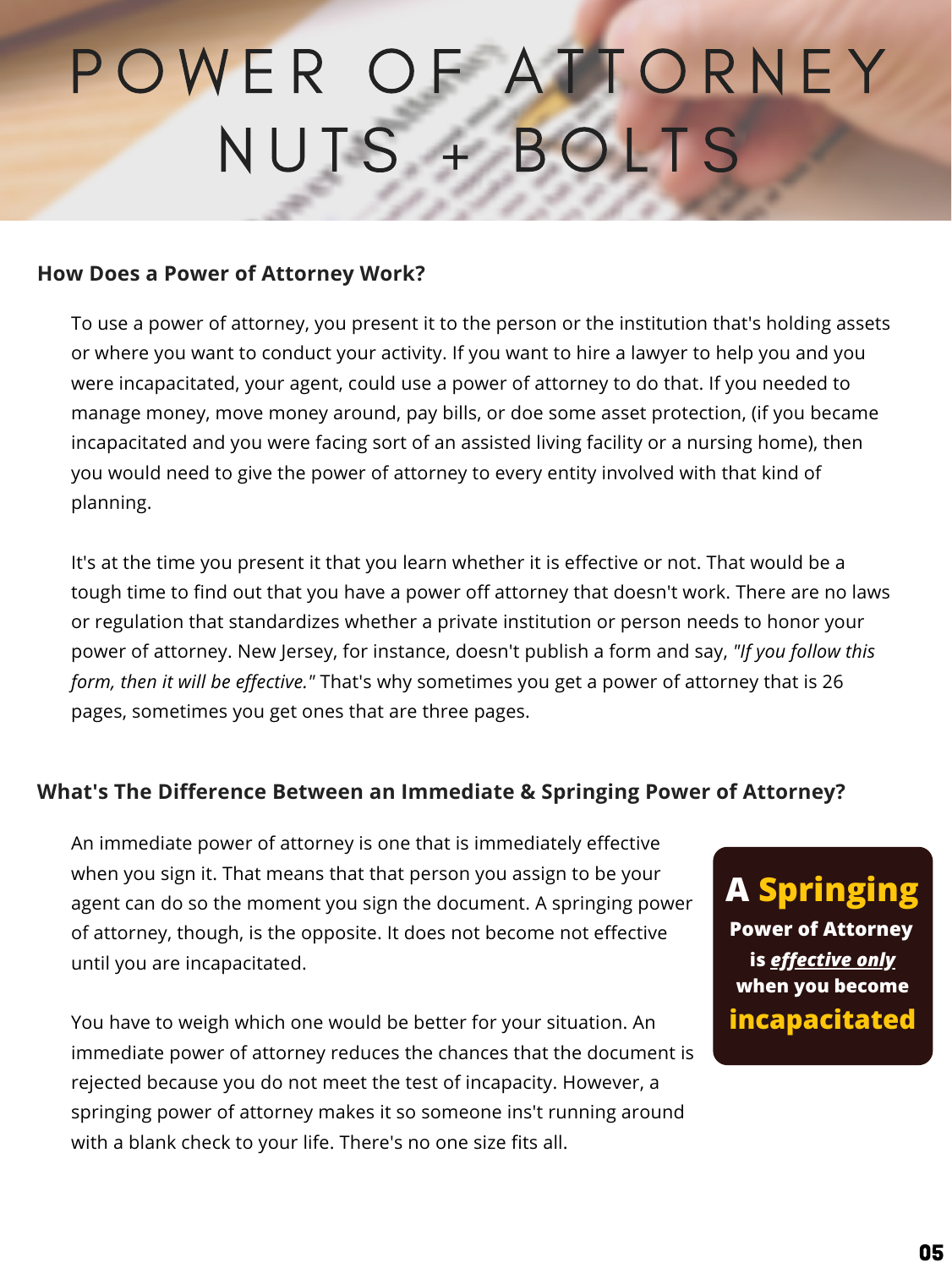# POWER OF ATTORNEY NUTS + BOLTS

## How Does a Power of Attorney Work?

To use a power of attorney, you present it to the person or the institution that's holding assets or where you want to conduct your activity. If you want to hire a lawyer to help you and you were incapacitated, your agent, could use a power of attorney to do that. If you needed to manage money, move money around, pay bills, or doe some asset protection, (if you became incapacitated and you were facing sort of an assisted living facility or a nursing home), then you would need to give the power of attorney to every entity involved with that kind of planning.

It's at the time you present it that you learn whether it is effective or not. That would be a tough time to find out that you have a power off attorney that doesn't work. There are no laws or regulation that standardizes whether a private institution or person needs to honor your power of attorney. New Jersey, for instance, doesn't publish a form and say, *"If you follow this form, then it will be effective."* That's why sometimes you get a power of attorney that is 26 pages, sometimes you get ones that are three pages.

## What's The Difference Between an Immediate & Springing Power of Attorney?

An immediate power of attorney is one that is immediately effective when you sign it. That means that that person you assign to be your agent can do so the moment you sign the document. A springing power of attorney, though, is the opposite. It does not become not effective until you are incapacitated.

You have to weigh which one would be better for your situation. An immediate power of attorney reduces the chances that the document is rejected because you do not meet the test of incapacity. However, a springing power of attorney makes it so someone ins't running around with a blank check to your life. There's no one size fits all.

**A Springing Power of Attorney is *effective only* when you become incapacitated**